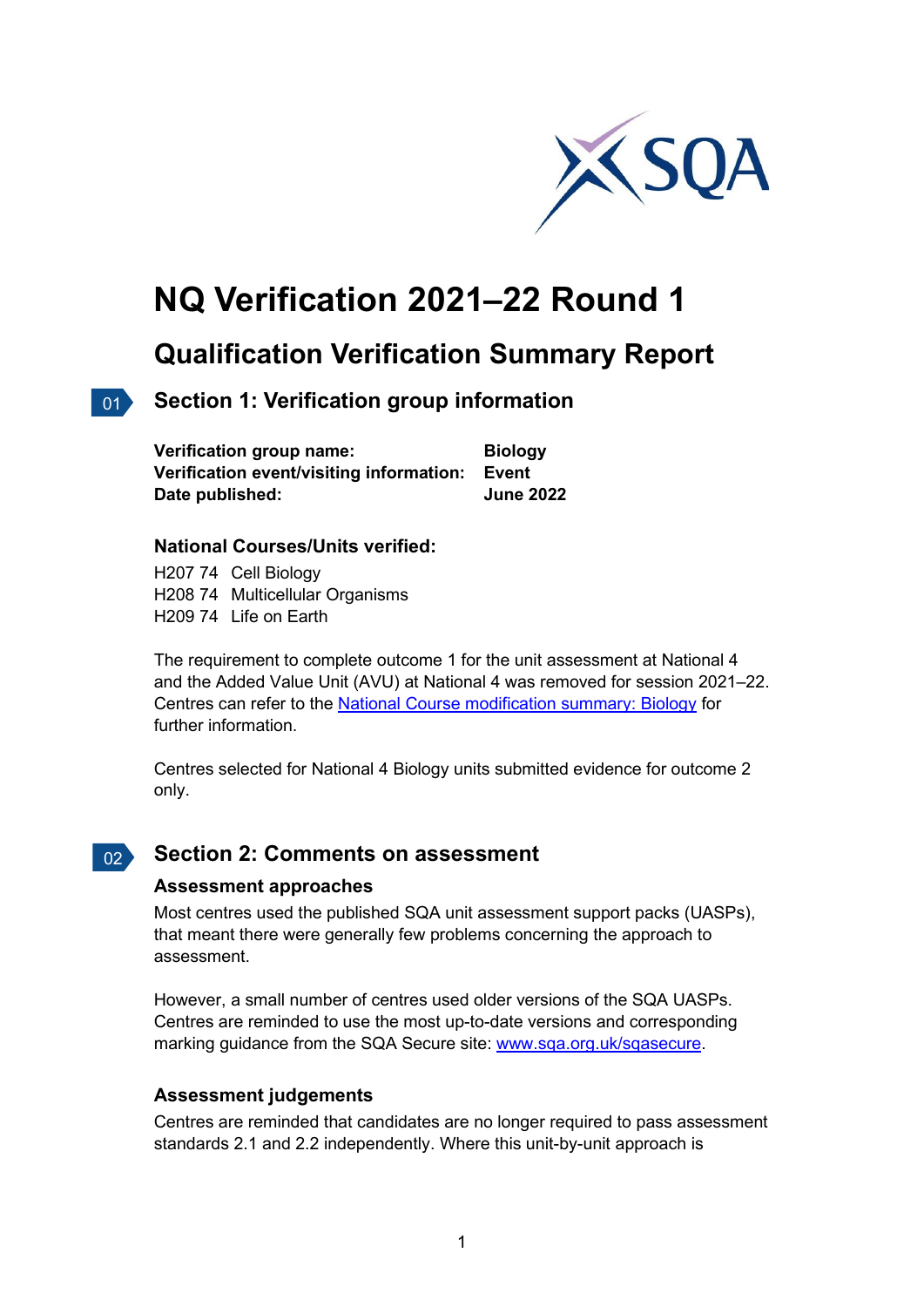# NQ Verification 2021–22 Round 1

## Qualification Verification Summary Report

### Section 1: Verification group information

| | |
|---|---|
| **Verification group name:** | **Biology** |
| **Verification event/visiting information:** | **Event** |
| **Date published:** | **June 2022** |

**National Courses/Units verified:**

H207 74 Cell Biology
H208 74 Multicellular Organisms
H209 74 Life on Earth

The requirement to complete outcome 1 for the unit assessment at National 4 and the Added Value Unit (AVU) at National 4 was removed for session 2021–22. Centres can refer to the [National Course modification summary: Biology]() for further information.

Centres selected for National 4 Biology units submitted evidence for outcome 2 only.

### Section 2: Comments on assessment

**Assessment approaches**

Most centres used the published SQA unit assessment support packs (UASPs), that meant there were generally few problems concerning the approach to assessment.

However, a small number of centres used older versions of the SQA UASPs. Centres are reminded to use the most up-to-date versions and corresponding marking guidance from the SQA Secure site: [www.sqa.org.uk/sqasecure](www.sqa.org.uk/sqasecure).

**Assessment judgements**

Centres are reminded that candidates are no longer required to pass assessment standards 2.1 and 2.2 independently. Where this unit-by-unit approach is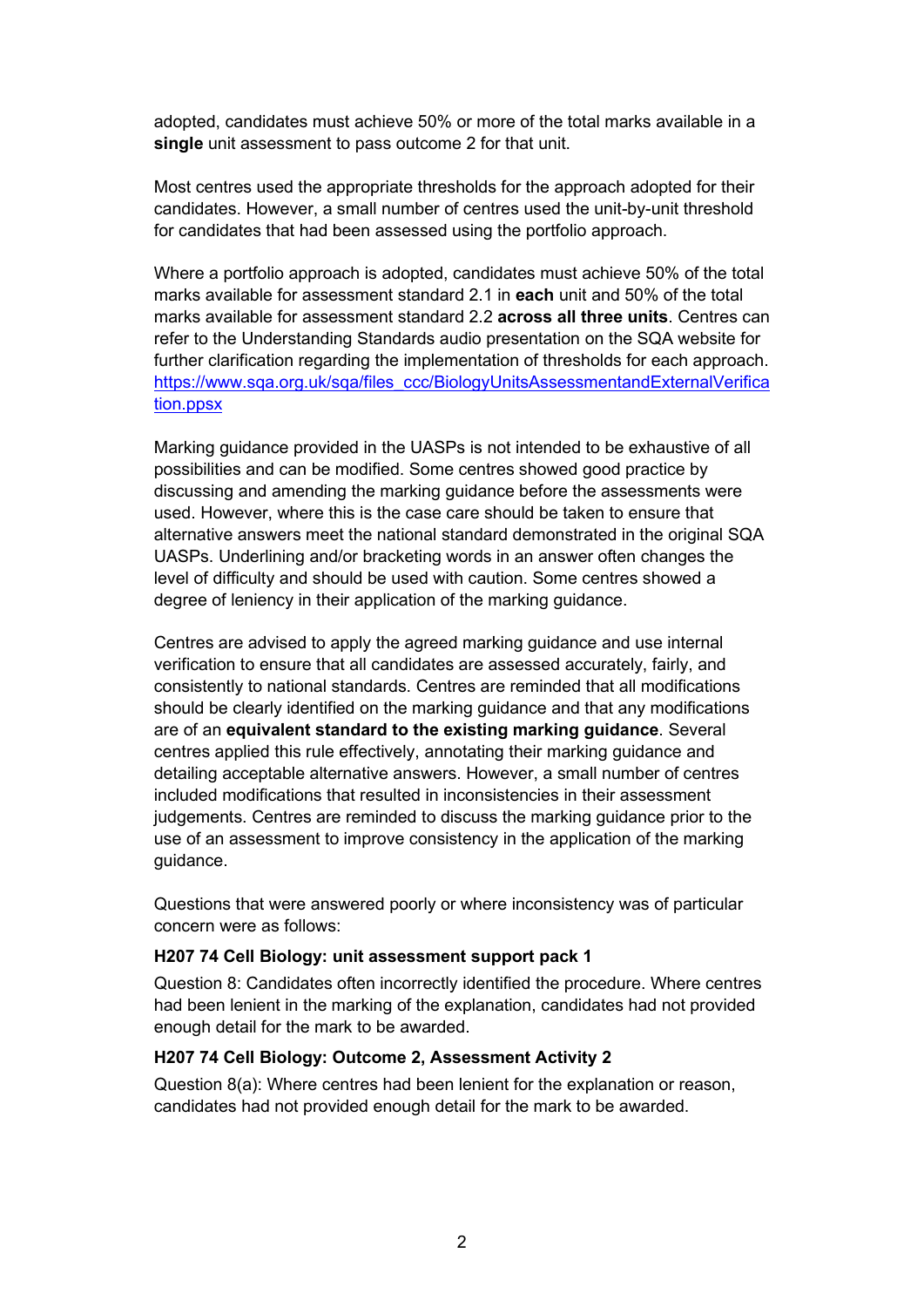adopted, candidates must achieve 50% or more of the total marks available in a **single** unit assessment to pass outcome 2 for that unit.

Most centres used the appropriate thresholds for the approach adopted for their candidates. However, a small number of centres used the unit-by-unit threshold for candidates that had been assessed using the portfolio approach.

Where a portfolio approach is adopted, candidates must achieve 50% of the total marks available for assessment standard 2.1 in **each** unit and 50% of the total marks available for assessment standard 2.2 **across all three units**. Centres can refer to the Understanding Standards audio presentation on the SQA website for further clarification regarding the implementation of thresholds for each approach. https://www.sqa.org.uk/sqa/files_ccc/BiologyUnitsAssessmentandExternalVerification.ppsx

Marking guidance provided in the UASPs is not intended to be exhaustive of all possibilities and can be modified. Some centres showed good practice by discussing and amending the marking guidance before the assessments were used. However, where this is the case care should be taken to ensure that alternative answers meet the national standard demonstrated in the original SQA UASPs. Underlining and/or bracketing words in an answer often changes the level of difficulty and should be used with caution. Some centres showed a degree of leniency in their application of the marking guidance.

Centres are advised to apply the agreed marking guidance and use internal verification to ensure that all candidates are assessed accurately, fairly, and consistently to national standards. Centres are reminded that all modifications should be clearly identified on the marking guidance and that any modifications are of an **equivalent standard to the existing marking guidance**. Several centres applied this rule effectively, annotating their marking guidance and detailing acceptable alternative answers. However, a small number of centres included modifications that resulted in inconsistencies in their assessment judgements. Centres are reminded to discuss the marking guidance prior to the use of an assessment to improve consistency in the application of the marking guidance.

Questions that were answered poorly or where inconsistency was of particular concern were as follows:

**H207 74 Cell Biology: unit assessment support pack 1**

Question 8: Candidates often incorrectly identified the procedure. Where centres had been lenient in the marking of the explanation, candidates had not provided enough detail for the mark to be awarded.

**H207 74 Cell Biology: Outcome 2, Assessment Activity 2**

Question 8(a): Where centres had been lenient for the explanation or reason, candidates had not provided enough detail for the mark to be awarded.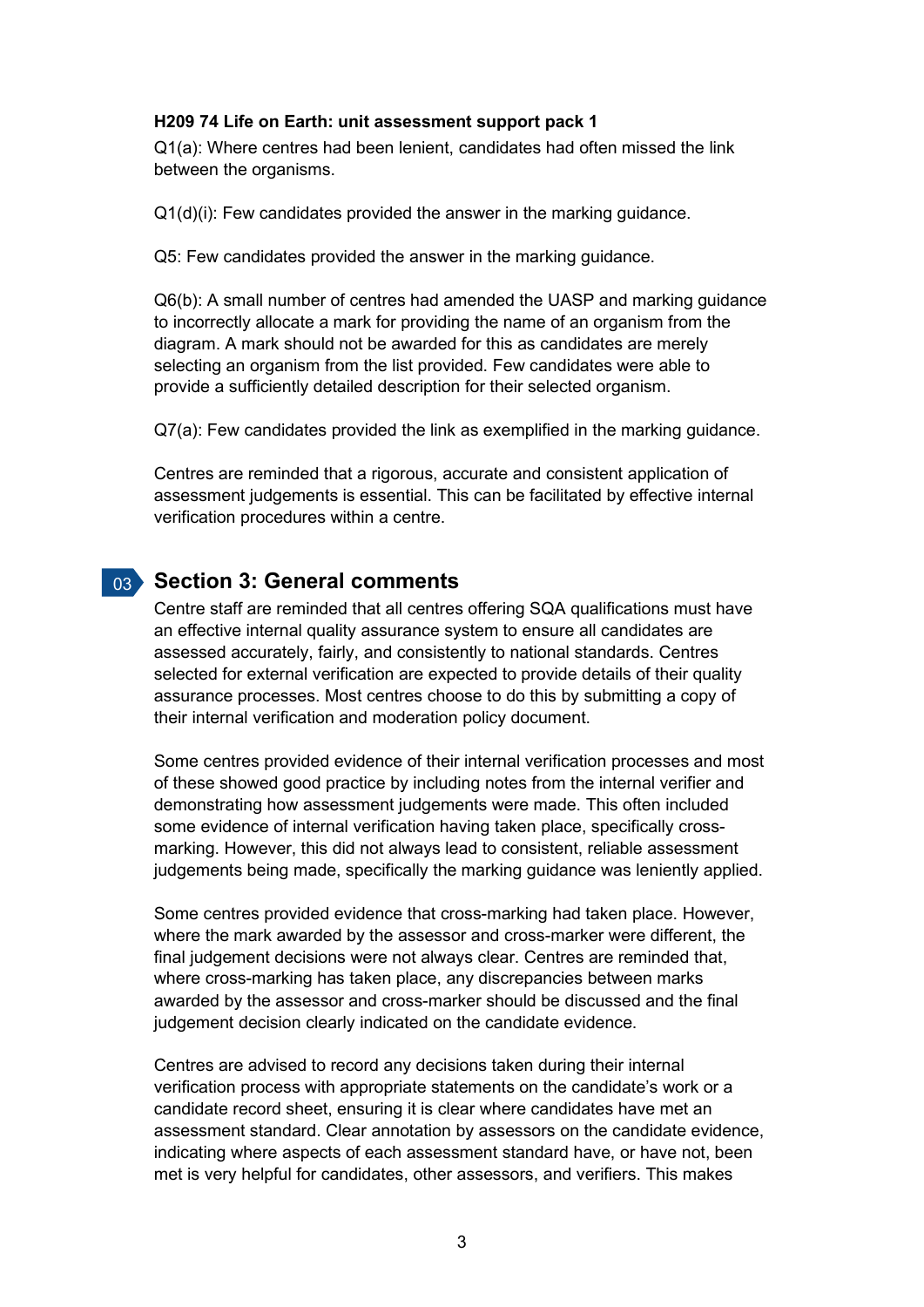**H209 74 Life on Earth: unit assessment support pack 1**

Q1(a): Where centres had been lenient, candidates had often missed the link between the organisms.

Q1(d)(i): Few candidates provided the answer in the marking guidance.

Q5: Few candidates provided the answer in the marking guidance.

Q6(b): A small number of centres had amended the UASP and marking guidance to incorrectly allocate a mark for providing the name of an organism from the diagram. A mark should not be awarded for this as candidates are merely selecting an organism from the list provided. Few candidates were able to provide a sufficiently detailed description for their selected organism.

Q7(a): Few candidates provided the link as exemplified in the marking guidance.

Centres are reminded that a rigorous, accurate and consistent application of assessment judgements is essential. This can be facilitated by effective internal verification procedures within a centre.

## Section 3: General comments

Centre staff are reminded that all centres offering SQA qualifications must have an effective internal quality assurance system to ensure all candidates are assessed accurately, fairly, and consistently to national standards. Centres selected for external verification are expected to provide details of their quality assurance processes. Most centres choose to do this by submitting a copy of their internal verification and moderation policy document.

Some centres provided evidence of their internal verification processes and most of these showed good practice by including notes from the internal verifier and demonstrating how assessment judgements were made. This often included some evidence of internal verification having taken place, specifically cross-marking. However, this did not always lead to consistent, reliable assessment judgements being made, specifically the marking guidance was leniently applied.

Some centres provided evidence that cross-marking had taken place. However, where the mark awarded by the assessor and cross-marker were different, the final judgement decisions were not always clear. Centres are reminded that, where cross-marking has taken place, any discrepancies between marks awarded by the assessor and cross-marker should be discussed and the final judgement decision clearly indicated on the candidate evidence.

Centres are advised to record any decisions taken during their internal verification process with appropriate statements on the candidate's work or a candidate record sheet, ensuring it is clear where candidates have met an assessment standard. Clear annotation by assessors on the candidate evidence, indicating where aspects of each assessment standard have, or have not, been met is very helpful for candidates, other assessors, and verifiers. This makes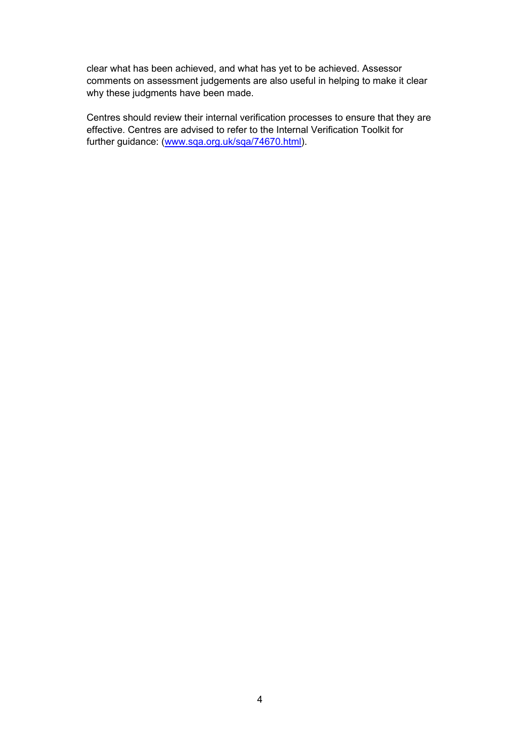clear what has been achieved, and what has yet to be achieved. Assessor comments on assessment judgements are also useful in helping to make it clear why these judgments have been made.

Centres should review their internal verification processes to ensure that they are effective. Centres are advised to refer to the Internal Verification Toolkit for further guidance: ([www.sqa.org.uk/sqa/74670.html](http://www.sqa.org.uk/sqa/74670.html)).